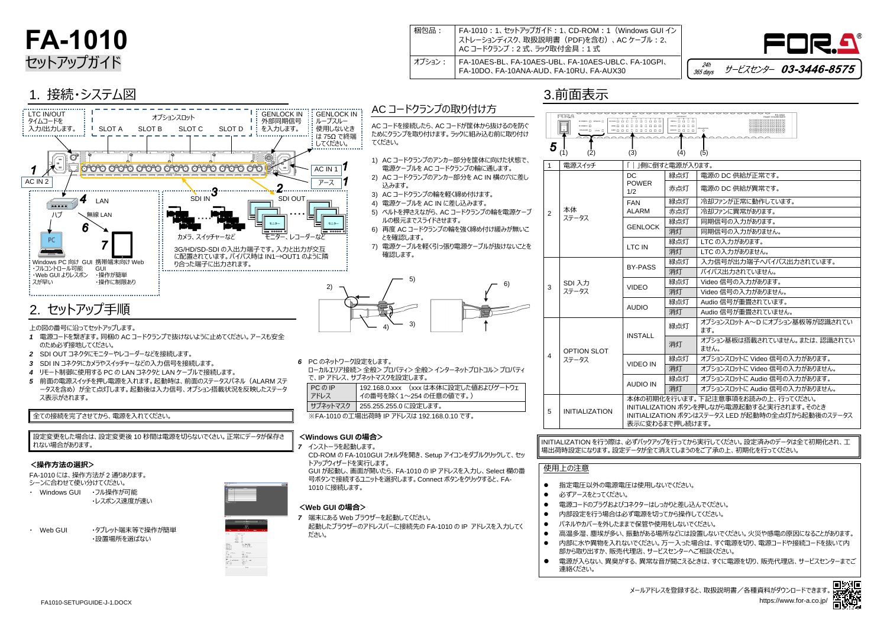# FA-1010

## セットアップガイド

| 梱包品： | FA-1010：1、セットアップガイド：1、CD-ROM：1（Windows GUI インストレーションディスク、取扱説明書（PDF)を含む）、AC ケーブル：2、AC コードクランプ：2 式、ラック取付金具：1 式 |
|---|---|
| オプション： | FA-10AES-BL、FA-10AES-UBL、FA-10AES-UBLC、FA-10GPI、FA-10DO、FA-10ANA-AUD、FA-10RU、FA-AUX30 |

24h 365 days サービスセンター 03-3446-8575

## 1. 接続・システム図

LTC IN/OUT タイムコードを入力/出力します。

オプションスロット SLOT A SLOT B SLOT C SLOT D

GENLOCK IN 外部同期信号を入力します。

GENLOCK IN ループスルー 使用しないときは 75Ω で終端してください。

AC IN 2　AC IN 1　アース

1　4 LAN　ハブ　無線 LAN　6　PC　7

Windows PC 向け GUI
・フルコントロール可能
・Web GUI よりレスポンスが早い

携帯端末向け Web GUI
・操作が簡単
・操作に制限あり

3 SDI IN　2 SDI OUT

カメラ、スイッチャーなど　モニター、レコーダーなど

3G/HD/SD-SDI の入出力端子です。入力と出力が交互に配置されています。バイパス時は IN1→OUT1 のように隣り合った端子に出力されます。

## AC コードクランプの取り付け方

AC コードを接続したら、AC コードが筐体から抜けるのを防ぐためにクランプを取り付けます。ラックに組み込む前に取り付けてください。

1) AC コードクランプのアンカー部分を筐体に向けた状態で、電源ケーブルを AC コードクランプの輪に通します。
2) AC コードクランプのアンカー部分を AC IN 横の穴に差し込みます。
3) AC コードクランプの輪を軽く締め付けます。
4) 電源ケーブルを AC IN に差し込みます。
5) ベルトを押さえながら、AC コードクランプの輪を電源ケーブルの根元までスライドさせます。
6) 再度 AC コードクランプの輪を強く締め付け緩みが無いことを確認します。
7) 電源ケーブルを軽く引っ張り電源ケーブルが抜けないことを確認します。

## 2. セットアップ手順

上の図の番号に沿ってセットアップします。

*1* 電源コードを繋ぎます。同梱の AC コードクランプで抜けないように止めてください。アースも安全のため必ず接地してください。
*2* SDI OUT コネクタにモニターやレコーダーなどを接続します。
*3* SDI IN コネクタにカメラやスイッチャーなどの入力信号を接続します。
*4* リモート制御に使用する PC の LAN コネクタと LAN ケーブルで接続します。
*5* 前面の電源スイッチを押し電源を入れます。起動時は、前面のステータスパネル（ALARM ステータスを含め）が全て点灯します。起動後は入力信号、オプション搭載状況を反映したステータス表示がされます。

全ての接続を完了させてから、電源を入れてください。

設定変更をした場合は、設定変更後 10 秒間は電源を切らないでください。正常にデータが保存されない場合があります。

### <操作方法の選択>

FA-1010 には、操作方法が 2 通りあります。
シーンに合わせて使い分けてください。

- Windows GUI　・フル操作が可能
　　　　　　　　・レスポンス速度が速い
- Web GUI　・タブレット端末等で操作が簡単
　　　　　　・設置場所を選ばない

*6* PC のネットワーク設定をします。
ローカルエリア接続＞全般＞プロパティ＞全般＞インターネットプロトコル＞プロパティで、IP アドレス、サブネットマスクを設定します。

| PC の IP アドレス | 192.168.0.xxx　(xxx は本体に設定した値およびゲートウェイの番号を除く 1～254 の任意の値です。) |
|---|---|
| サブネットマスク | 255.255.255.0 に設定します。 |

※FA-1010 の工場出荷時 IP アドレスは 192.168.0.10 です。

### <Windows GUI の場合>

*7* インストーラを起動します。
CD-ROM の FA-1010GUI フォルダを開き、Setup アイコンをダブルクリックして、セットアップウィザードを実行します。
GUI が起動し、画面が開いたら、FA-1010 の IP アドレスを入力し、Select 欄の番号ボタンで接続するユニットを選択します。Connect ボタンをクリックすると、FA-1010 に接続します。

### <Web GUI の場合>

*7* 端末にある Web ブラウザーを起動してください。
起動したブラウザーのアドレスバーに接続先の FA-1010 の IP アドレスを入力してください。

## 3.前面表示

5 (1) (2) (3) (4) (5)

| | | | | |
|---|---|---|---|---|
| 1 | 電源スイッチ | 「｜」側に倒すと電源が入ります。 | | |
| 2 | 本体ステータス | DC POWER 1/2 | 緑点灯 | 電源の DC 供給が正常です。 |
| | | | 赤点灯 | 電源の DC 供給が異常です。 |
| | | FAN ALARM | 緑点灯 | 冷却ファンが正常に動作しています。 |
| | | | 赤点灯 | 冷却ファンに異常があります。 |
| | | GENLOCK | 緑点灯 | 同期信号の入力があります。 |
| | | | 消灯 | 同期信号の入力がありません。 |
| | | LTC IN | 緑点灯 | LTC の入力があります。 |
| | | | 消灯 | LTC の入力がありません。 |
| 3 | SDI 入力ステータス | BY-PASS | 緑点灯 | 入力信号が出力端子へバイパス出力されています。 |
| | | | 消灯 | バイパス出力されていません。 |
| | | VIDEO | 緑点灯 | Video 信号の入力があります。 |
| | | | 消灯 | Video 信号の入力がありません。 |
| | | AUDIO | 緑点灯 | Audio 信号が重畳されています。 |
| | | | 消灯 | Audio 信号が重畳されていません。 |
| 4 | OPTION SLOT ステータス | INSTALL | 緑点灯 | オプションスロット A～D にオプション基板等が認識されています。 |
| | | | 消灯 | オプション基板は搭載されていません。または、認識されていません。 |
| | | VIDEO IN | 緑点灯 | オプションスロットに Video 信号の入力があります。 |
| | | | 消灯 | オプションスロットに Video 信号の入力がありません。 |
| | | AUDIO IN | 緑点灯 | オプションスロットに Audio 信号の入力があります。 |
| | | | 消灯 | オプションスロットに Audio 信号の入力がありません。 |
| 5 | INITIALIZATION | 本体の初期化を行います。下記注意事項をお読みの上、行ってください。INITIALIZATION ボタンを押しながら電源起動すると実行されます。そのとき INITIALIZATION ボタンはステータス LED が起動時の全点灯から起動後のステータス表示に変わるまで押し続けます。 | | |

INITIALIZATION を行う際は、必ずバックアップを行ってから実行してください。設定済みのデータは全て初期化され、工場出荷時設定になります。設定データが全て消えてしまうのをご了承の上、初期化を行ってください。

### 使用上の注意

- 指定電圧以外の電源電圧は使用しないでください。
- 必ずアースをとってください。
- 電源コードのプラグおよびコネクターはしっかりと差し込んでください。
- 内部設定を行う場合は必ず電源を切ってから操作してください。
- パネルやカバーを外したままで保管や使用をしないでください。
- 高温多湿、塵埃が多い、振動がある場所などには設置しないでください。火災や感電の原因になることがあります。
- 内部に水や異物を入れないでください。万一入った場合は、すぐ電源を切り、電源コードや接続コードを抜いて内部から取り出すか、販売代理店、サービスセンターへご相談ください。
- 電源が入らない、異臭がする、異常な音が聞こえるときは、すぐに電源を切り、販売代理店、サービスセンターまでご連絡ください。

メールアドレスを登録すると、取扱説明書／各種資料がダウンロードできます。
https://www.for-a.co.jp/

FA1010-SETUPGUIDE-J-1.DOCX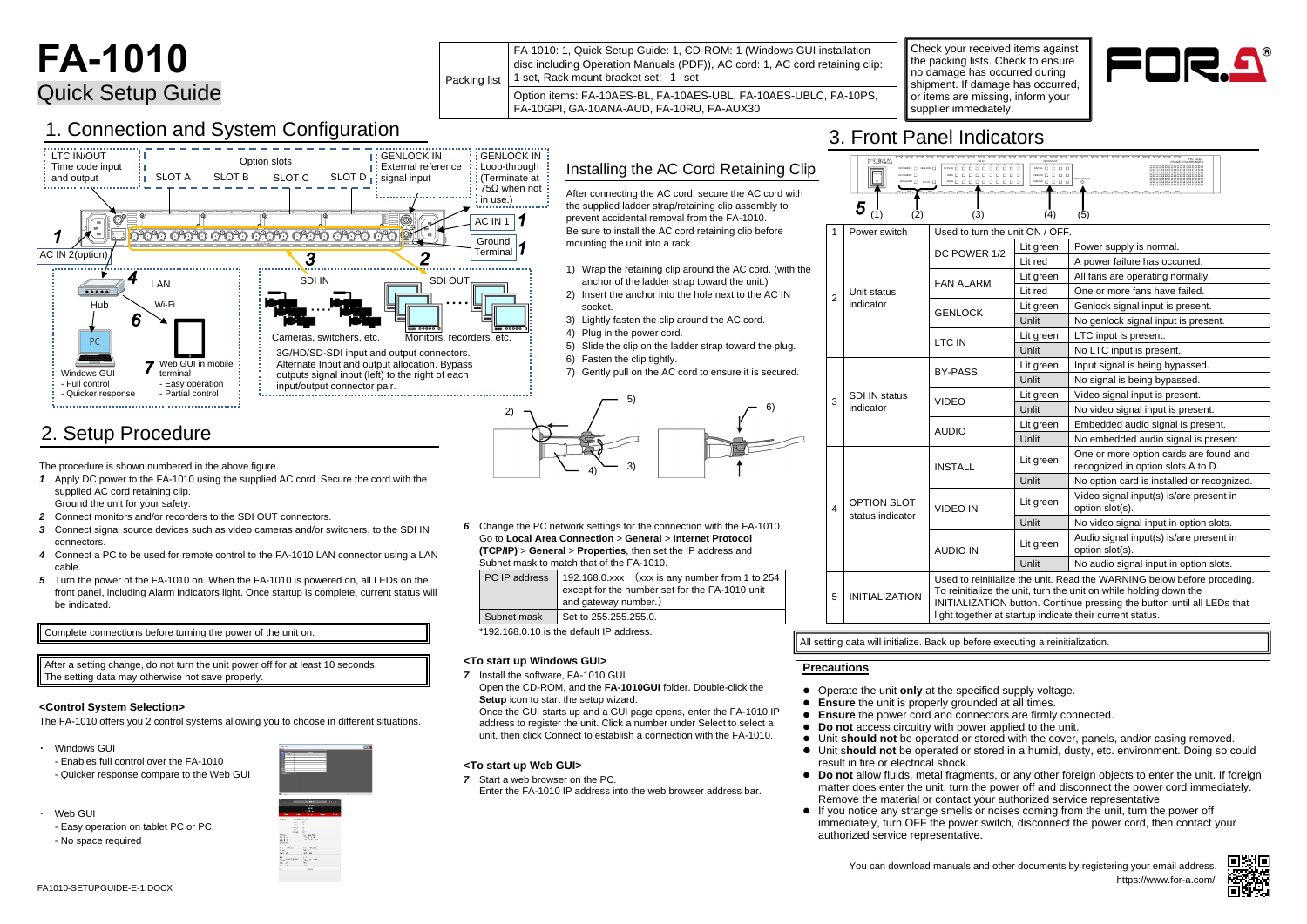# FA-1010

## Quick Setup Guide

| Packing list | FA-1010: 1, Quick Setup Guide: 1, CD-ROM: 1 (Windows GUI installation disc including Operation Manuals (PDF)), AC cord: 1, AC cord retaining clip: 1 set, Rack mount bracket set: 1 set |
|---|---|
| | Option items: FA-10AES-BL, FA-10AES-UBL, FA-10AES-UBLC, FA-10PS, FA-10GPI, GA-10ANA-AUD, FA-10RU, FA-AUX30 |

Check your received items against the packing lists. Check to ensure no damage has occurred during shipment. If damage has occurred, or items are missing, inform your supplier immediately.

## 1. Connection and System Configuration

LTC IN/OUT
Time code input and output

Option slots
SLOT A SLOT B SLOT C SLOT D

GENLOCK IN
External reference signal input

GENLOCK IN
Loop-through (Terminate at 75Ω when not in use.)

AC IN 1 **1**

Ground Terminal **1**

**1** AC IN 2(option)

**3** **2**

**4** LAN

Hub

Wi-Fi

**6**

**7** Web GUI in mobile terminal
- Easy operation
- Partial control

Windows GUI
- Full control
- Quicker response

SDI IN SDI OUT

Cameras, switchers, etc. Monitors, recorders, etc.

3G/HD/SD-SDI input and output connectors. Alternate Input and output allocation. Bypass outputs signal input (left) to the right of each input/output connector pair.

## 2. Setup Procedure

The procedure is shown numbered in the above figure.

1. Apply DC power to the FA-1010 using the supplied AC cord. Secure the cord with the supplied AC cord retaining clip.
   Ground the unit for your safety.
2. Connect monitors and/or recorders to the SDI OUT connectors.
3. Connect signal source devices such as video cameras and/or switchers, to the SDI IN connectors.
4. Connect a PC to be used for remote control to the FA-1010 LAN connector using a LAN cable.
5. Turn the power of the FA-1010 on. When the FA-1010 is powered on, all LEDs on the front panel, including Alarm indicators light. Once startup is complete, current status will be indicated.

Complete connections before turning the power of the unit on.

After a setting change, do not turn the unit power off for at least 10 seconds. The setting data may otherwise not save properly.

### <Control System Selection>

The FA-1010 offers you 2 control systems allowing you to choose in different situations.

- Windows GUI
  - Enables full control over the FA-1010
  - Quicker response compare to the Web GUI
- Web GUI
  - Easy operation on tablet PC or PC
  - No space required

### Installing the AC Cord Retaining Clip

After connecting the AC cord, secure the AC cord with the supplied ladder strap/retaining clip assembly to prevent accidental removal from the FA-1010.
Be sure to install the AC cord retaining clip before mounting the unit into a rack.

1) Wrap the retaining clip around the AC cord. (with the anchor of the ladder strap toward the unit.)
2) Insert the anchor into the hole next to the AC IN socket.
3) Lightly fasten the clip around the AC cord.
4) Plug in the power cord.
5) Slide the clip on the ladder strap toward the plug.
6) Fasten the clip tightly.
7) Gently pull on the AC cord to ensure it is secured.

2) 5) 4) 3) 6)

6. Change the PC network settings for the connection with the FA-1010. Go to **Local Area Connection** > **General** > **Internet Protocol (TCP/IP)** > **General** > **Properties**, then set the IP address and Subnet mask to match that of the FA-1010.

| | |
|---|---|
| PC IP address | 192.168.0.xxx (xxx is any number from 1 to 254 except for the number set for the FA-1010 unit and gateway number.) |
| Subnet mask | Set to 255.255.255.0. |

*192.168.0.10 is the default IP address.

### <To start up Windows GUI>

7. Install the software, FA-1010 GUI.
   Open the CD-ROM, and the **FA-1010GUI** folder. Double-click the **Setup** icon to start the setup wizard.
   Once the GUI starts up and a GUI page opens, enter the FA-1010 IP address to register the unit. Click a number under Select to select a unit, then click Connect to establish a connection with the FA-1010.

### <To start up Web GUI>

7. Start a web browser on the PC.
   Enter the FA-1010 IP address into the web browser address bar.

## 3. Front Panel Indicators

5 (1) (2) (3) (4) (5)

| | | | | |
|---|---|---|---|---|
| 1 | Power switch | Used to turn the unit ON / OFF. | | |
| 2 | Unit status indicator | DC POWER 1/2 | Lit green | Power supply is normal. |
| | | | Lit red | A power failure has occurred. |
| | | FAN ALARM | Lit green | All fans are operating normally. |
| | | | Lit red | One or more fans have failed. |
| | | GENLOCK | Lit green | Genlock signal input is present. |
| | | | Unlit | No genlock signal input is present. |
| | | LTC IN | Lit green | LTC input is present. |
| | | | Unlit | No LTC input is present. |
| 3 | SDI IN status indicator | BY-PASS | Lit green | Input signal is being bypassed. |
| | | | Unlit | No signal is being bypassed. |
| | | VIDEO | Lit green | Video signal input is present. |
| | | | Unlit | No video signal input is present. |
| | | AUDIO | Lit green | Embedded audio signal is present. |
| | | | Unlit | No embedded audio signal is present. |
| 4 | OPTION SLOT status indicator | INSTALL | Lit green | One or more option cards are found and recognized in option slots A to D. |
| | | | Unlit | No option card is installed or recognized. |
| | | VIDEO IN | Lit green | Video signal input(s) is/are present in option slot(s). |
| | | | Unlit | No video signal input in option slots. |
| | | AUDIO IN | Lit green | Audio signal input(s) is/are present in option slot(s). |
| | | | Unlit | No audio signal input in option slots. |
| 5 | INITIALIZATION | Used to reinitialize the unit. Read the WARNING below before proceding. To reinitialize the unit, turn the unit on while holding down the INITIALIZATION button. Continue pressing the button until all LEDs that light together at startup indicate their current status. | | |

All setting data will initialize. Back up before executing a reinitialization.

### Precautions

- Operate the unit **only** at the specified supply voltage.
- **Ensure** the unit is properly grounded at all times.
- **Ensure** the power cord and connectors are firmly connected.
- **Do not** access circuitry with power applied to the unit.
- Unit **should not** be operated or stored with the cover, panels, and/or casing removed.
- Unit s**hould not** be operated or stored in a humid, dusty, etc. environment. Doing so could result in fire or electrical shock.
- **Do not** allow fluids, metal fragments, or any other foreign objects to enter the unit. If foreign matter does enter the unit, turn the power off and disconnect the power cord immediately. Remove the material or contact your authorized service representative
- If you notice any strange smells or noises coming from the unit, turn the power off immediately, turn OFF the power switch, disconnect the power cord, then contact your authorized service representative.

You can download manuals and other documents by registering your email address.
https://www.for-a.com/

FA1010-SETUPGUIDE-E-1.DOCX